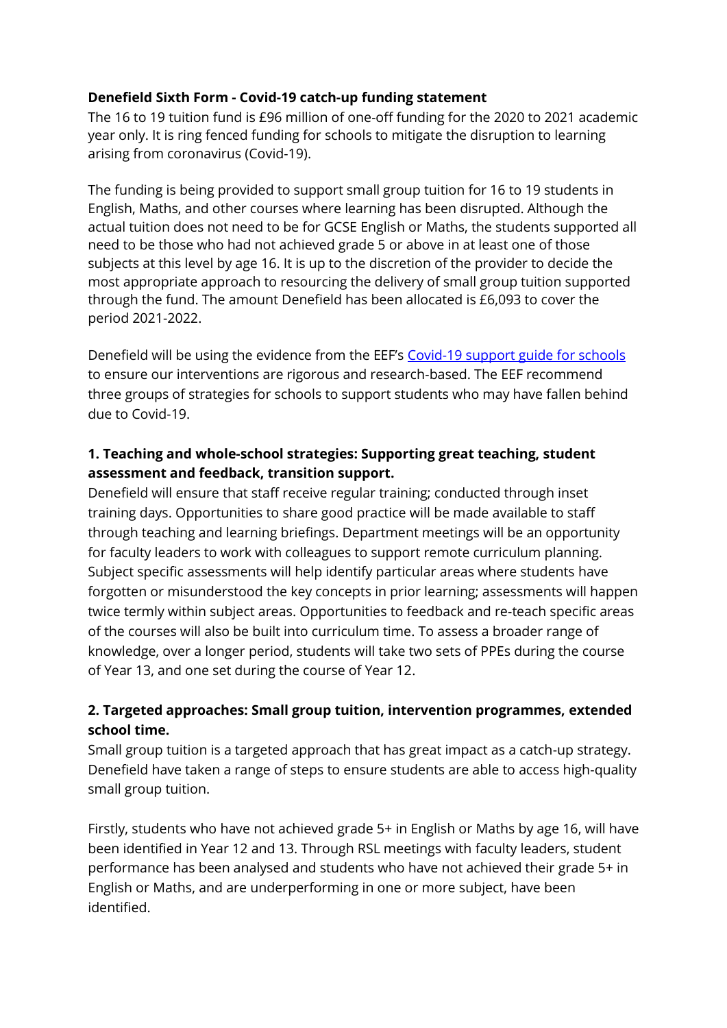**Denefield Sixth Form - Covid-19 catch-up funding statement**

The 16 to 19 tuition fund is £96 million of one-off funding for the 2020 to 2021 academic year only. It is ring fenced funding for schools to mitigate the disruption to learning arising from coronavirus (Covid-19).

The funding is being provided to support small group tuition for 16 to 19 students in English, Maths, and other courses where learning has been disrupted. Although the actual tuition does not need to be for GCSE English or Maths, the students supported all need to be those who had not achieved grade 5 or above in at least one of those subjects at this level by age 16. It is up to the discretion of the provider to decide the most appropriate approach to resourcing the delivery of small group tuition supported through the fund. The amount Denefield has been allocated is £6,093 to cover the period 2021-2022.

Denefield will be using the evidence from the EEF's [Covid-19 support guide for schools](Covid-19 support guide for schools) to ensure our interventions are rigorous and research-based. The EEF recommend three groups of strategies for schools to support students who may have fallen behind due to Covid-19.

**1. Teaching and whole-school strategies: Supporting great teaching, student assessment and feedback, transition support.**

Denefield will ensure that staff receive regular training; conducted through inset training days. Opportunities to share good practice will be made available to staff through teaching and learning briefings. Department meetings will be an opportunity for faculty leaders to work with colleagues to support remote curriculum planning. Subject specific assessments will help identify particular areas where students have forgotten or misunderstood the key concepts in prior learning; assessments will happen twice termly within subject areas. Opportunities to feedback and re-teach specific areas of the courses will also be built into curriculum time. To assess a broader range of knowledge, over a longer period, students will take two sets of PPEs during the course of Year 13, and one set during the course of Year 12.

**2. Targeted approaches: Small group tuition, intervention programmes, extended school time.**

Small group tuition is a targeted approach that has great impact as a catch-up strategy. Denefield have taken a range of steps to ensure students are able to access high-quality small group tuition.

Firstly, students who have not achieved grade 5+ in English or Maths by age 16, will have been identified in Year 12 and 13. Through RSL meetings with faculty leaders, student performance has been analysed and students who have not achieved their grade 5+ in English or Maths, and are underperforming in one or more subject, have been identified.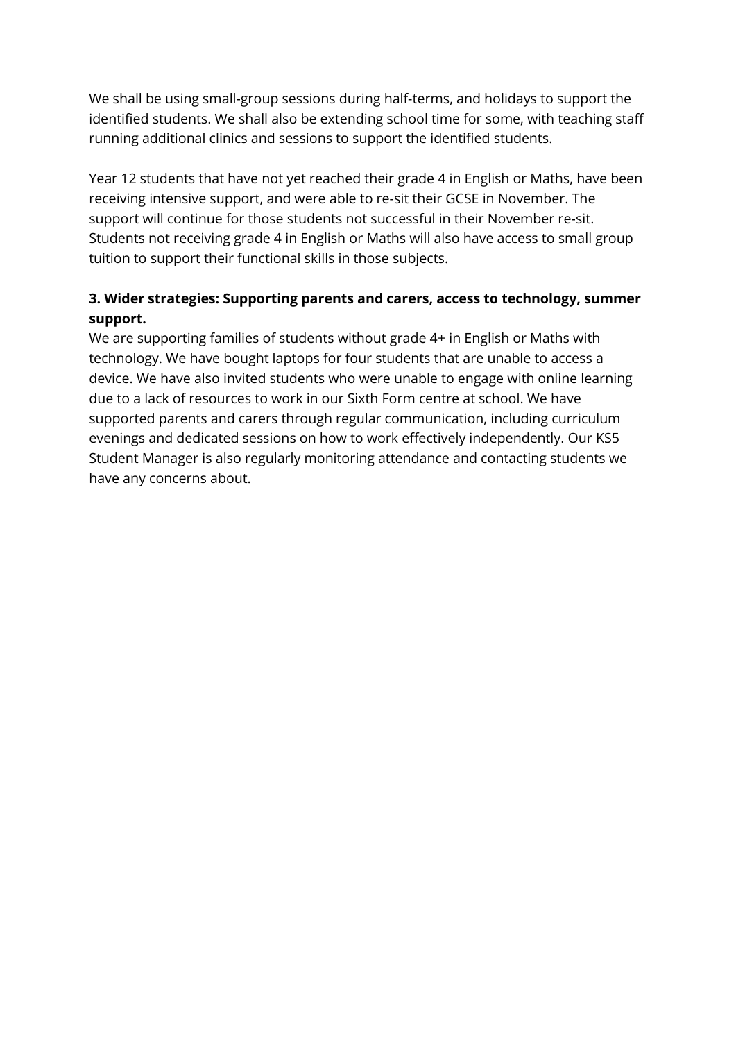We shall be using small-group sessions during half-terms, and holidays to support the identified students. We shall also be extending school time for some, with teaching staff running additional clinics and sessions to support the identified students.

Year 12 students that have not yet reached their grade 4 in English or Maths, have been receiving intensive support, and were able to re-sit their GCSE in November. The support will continue for those students not successful in their November re-sit. Students not receiving grade 4 in English or Maths will also have access to small group tuition to support their functional skills in those subjects.

**3. Wider strategies: Supporting parents and carers, access to technology, summer support.**

We are supporting families of students without grade 4+ in English or Maths with technology. We have bought laptops for four students that are unable to access a device. We have also invited students who were unable to engage with online learning due to a lack of resources to work in our Sixth Form centre at school. We have supported parents and carers through regular communication, including curriculum evenings and dedicated sessions on how to work effectively independently. Our KS5 Student Manager is also regularly monitoring attendance and contacting students we have any concerns about.